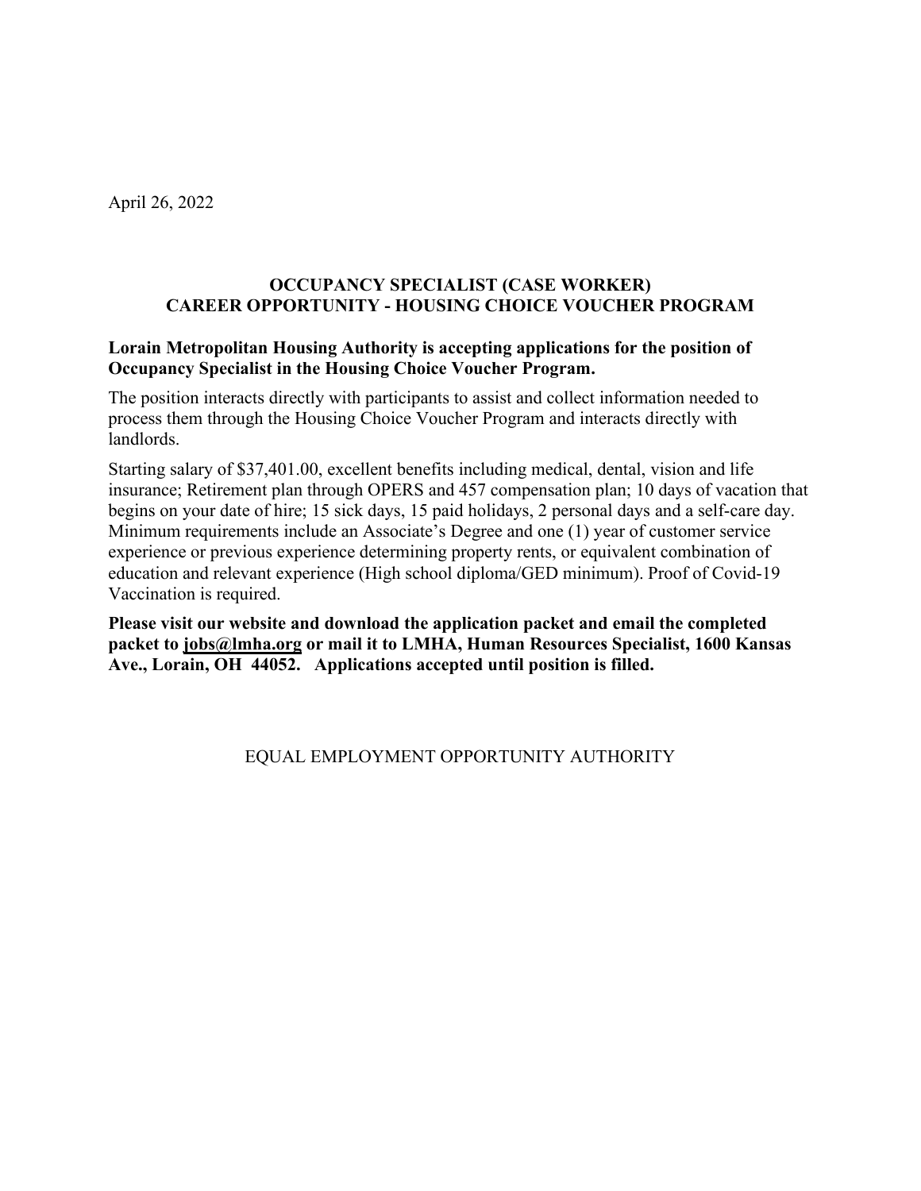April 26, 2022

## OCCUPANCY SPECIALIST (CASE WORKER)
## CAREER OPPORTUNITY - HOUSING CHOICE VOUCHER PROGRAM

**Lorain Metropolitan Housing Authority is accepting applications for the position of Occupancy Specialist in the Housing Choice Voucher Program.**

The position interacts directly with participants to assist and collect information needed to process them through the Housing Choice Voucher Program and interacts directly with landlords.

Starting salary of $37,401.00, excellent benefits including medical, dental, vision and life insurance; Retirement plan through OPERS and 457 compensation plan; 10 days of vacation that begins on your date of hire; 15 sick days, 15 paid holidays, 2 personal days and a self-care day. Minimum requirements include an Associate's Degree and one (1) year of customer service experience or previous experience determining property rents, or equivalent combination of education and relevant experience (High school diploma/GED minimum). Proof of Covid-19 Vaccination is required.

**Please visit our website and download the application packet and email the completed packet to jobs@lmha.org or mail it to LMHA, Human Resources Specialist, 1600 Kansas Ave., Lorain, OH 44052. Applications accepted until position is filled.**

EQUAL EMPLOYMENT OPPORTUNITY AUTHORITY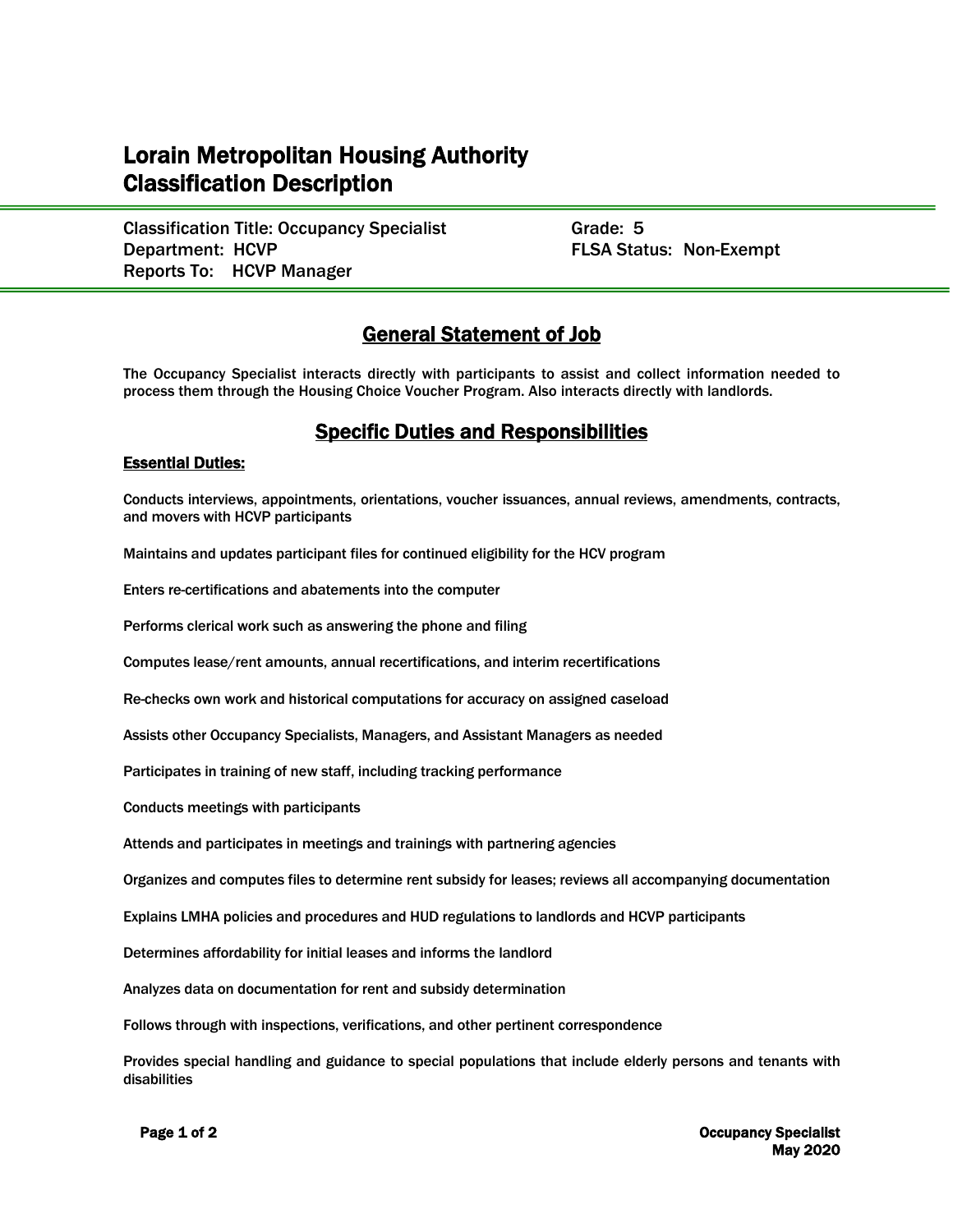# Lorain Metropolitan Housing Authority
# Classification Description

Classification Title: Occupancy Specialist
Department: HCVP
Reports To: HCVP Manager

Grade: 5
FLSA Status: Non-Exempt

## General Statement of Job

The Occupancy Specialist interacts directly with participants to assist and collect information needed to process them through the Housing Choice Voucher Program. Also interacts directly with landlords.

## Specific Duties and Responsibilities

### Essential Duties:

Conducts interviews, appointments, orientations, voucher issuances, annual reviews, amendments, contracts, and movers with HCVP participants

Maintains and updates participant files for continued eligibility for the HCV program

Enters re-certifications and abatements into the computer

Performs clerical work such as answering the phone and filing

Computes lease/rent amounts, annual recertifications, and interim recertifications

Re-checks own work and historical computations for accuracy on assigned caseload

Assists other Occupancy Specialists, Managers, and Assistant Managers as needed

Participates in training of new staff, including tracking performance

Conducts meetings with participants

Attends and participates in meetings and trainings with partnering agencies

Organizes and computes files to determine rent subsidy for leases; reviews all accompanying documentation

Explains LMHA policies and procedures and HUD regulations to landlords and HCVP participants

Determines affordability for initial leases and informs the landlord

Analyzes data on documentation for rent and subsidy determination

Follows through with inspections, verifications, and other pertinent correspondence

Provides special handling and guidance to special populations that include elderly persons and tenants with disabilities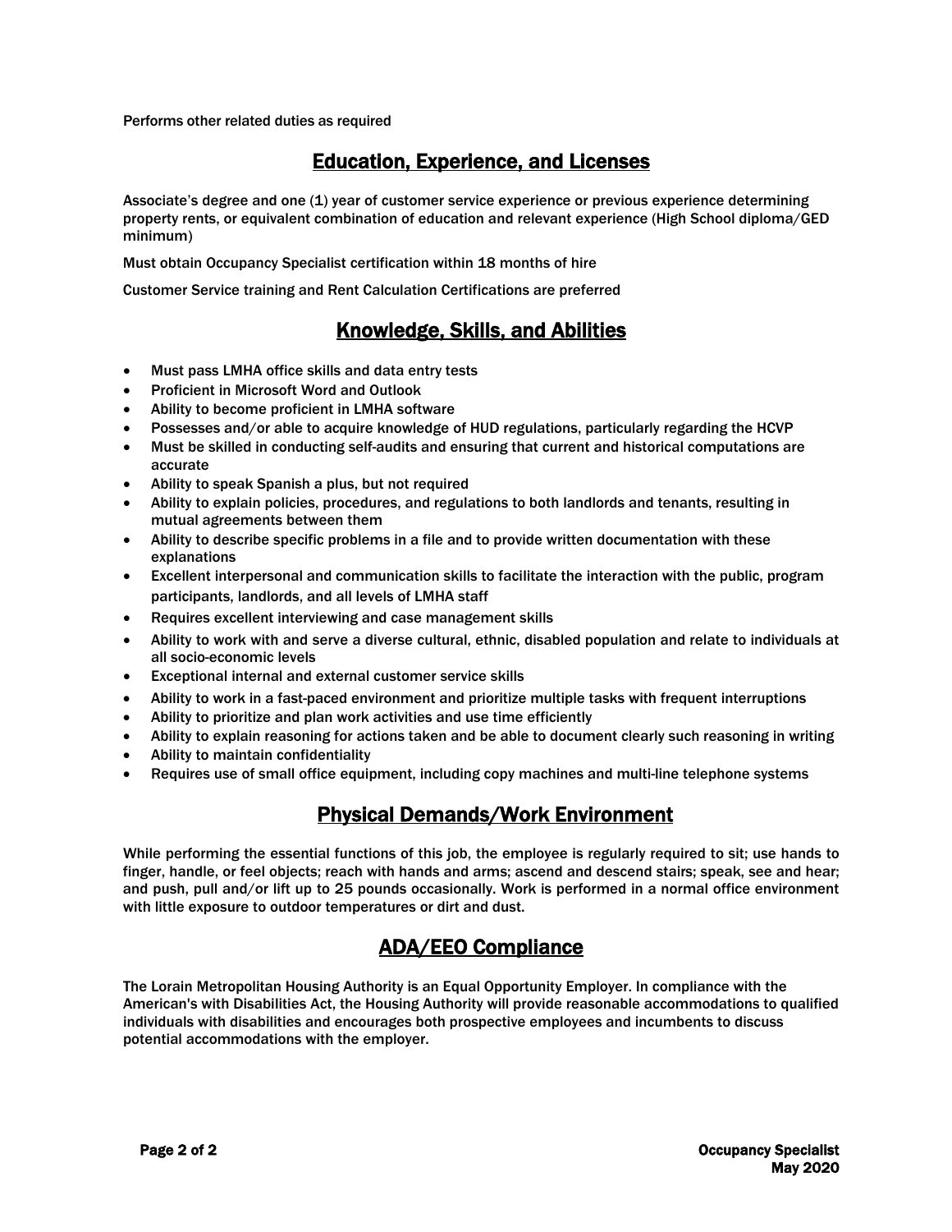Performs other related duties as required

## Education, Experience, and Licenses

Associate's degree and one (1) year of customer service experience or previous experience determining property rents, or equivalent combination of education and relevant experience (High School diploma/GED minimum)

Must obtain Occupancy Specialist certification within 18 months of hire

Customer Service training and Rent Calculation Certifications are preferred

## Knowledge, Skills, and Abilities

- Must pass LMHA office skills and data entry tests
- Proficient in Microsoft Word and Outlook
- Ability to become proficient in LMHA software
- Possesses and/or able to acquire knowledge of HUD regulations, particularly regarding the HCVP
- Must be skilled in conducting self-audits and ensuring that current and historical computations are accurate
- Ability to speak Spanish a plus, but not required
- Ability to explain policies, procedures, and regulations to both landlords and tenants, resulting in mutual agreements between them
- Ability to describe specific problems in a file and to provide written documentation with these explanations
- Excellent interpersonal and communication skills to facilitate the interaction with the public, program participants, landlords, and all levels of LMHA staff
- Requires excellent interviewing and case management skills
- Ability to work with and serve a diverse cultural, ethnic, disabled population and relate to individuals at all socio-economic levels
- Exceptional internal and external customer service skills
- Ability to work in a fast-paced environment and prioritize multiple tasks with frequent interruptions
- Ability to prioritize and plan work activities and use time efficiently
- Ability to explain reasoning for actions taken and be able to document clearly such reasoning in writing
- Ability to maintain confidentiality
- Requires use of small office equipment, including copy machines and multi-line telephone systems

## Physical Demands/Work Environment

While performing the essential functions of this job, the employee is regularly required to sit; use hands to finger, handle, or feel objects; reach with hands and arms; ascend and descend stairs; speak, see and hear; and push, pull and/or lift up to 25 pounds occasionally. Work is performed in a normal office environment with little exposure to outdoor temperatures or dirt and dust.

## ADA/EEO Compliance

The Lorain Metropolitan Housing Authority is an Equal Opportunity Employer. In compliance with the American's with Disabilities Act, the Housing Authority will provide reasonable accommodations to qualified individuals with disabilities and encourages both prospective employees and incumbents to discuss potential accommodations with the employer.